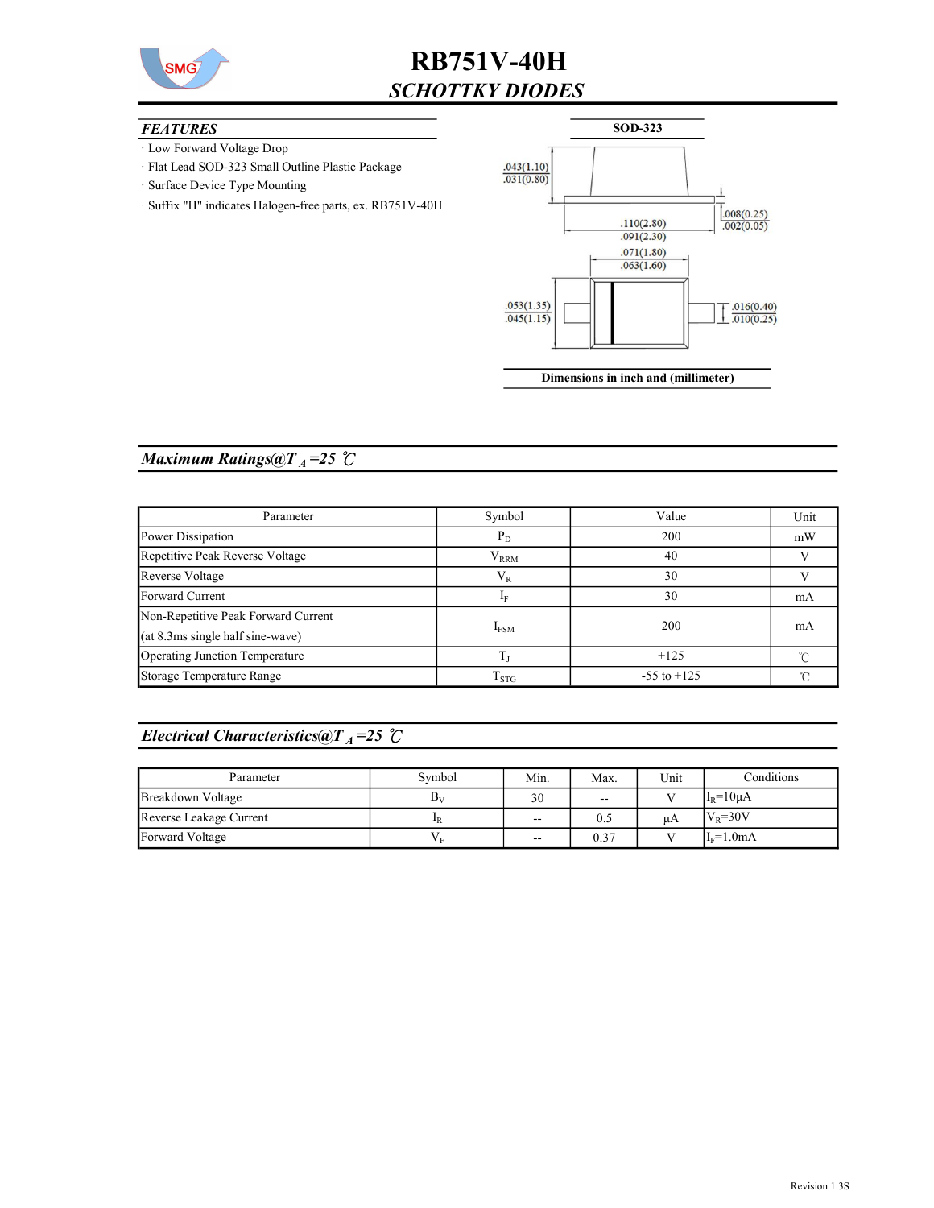# RB751V-40H

## *SCHOTTKY DIODES*

### *FEATURES*

- Low Forward Voltage Drop
- Flat Lead SOD-323 Small Outline Plastic Package
- Surface Device Type Mounting
- Suffix "H" indicates Halogen-free parts, ex. RB751V-40H

**SOD-323**

.043(1.10)
.031(0.80)

.110(2.80)
.091(2.30)

.008(0.25)
.002(0.05)

.071(1.80)
.063(1.60)

.053(1.35)
.045(1.15)

.016(0.40)
.010(0.25)

**Dimensions in inch and (millimeter)**

### *Maximum Ratings@T $_A$ =25 ℃*

| Parameter | Symbol | Value | Unit |
|---|---|---|---|
| Power Dissipation | $P_D$ | 200 | mW |
| Repetitive Peak Reverse Voltage | $V_{RRM}$ | 40 | V |
| Reverse Voltage | $V_R$ | 30 | V |
| Forward Current | $I_F$ | 30 | mA |
| Non-Repetitive Peak Forward Current (at 8.3ms single half sine-wave) | $I_{FSM}$ | 200 | mA |
| Operating Junction Temperature | $T_J$ | +125 | ℃ |
| Storage Temperature Range | $T_{STG}$ | -55 to +125 | ℃ |

### *Electrical Characteristics@T $_A$ =25 ℃*

| Parameter | Symbol | Min. | Max. | Unit | Conditions |
|---|---|---|---|---|---|
| Breakdown Voltage | $B_V$ | 30 | -- | V | $I_R$=10μA |
| Reverse Leakage Current | $I_R$ | -- | 0.5 | μA | $V_R$=30V |
| Forward Voltage | $V_F$ | -- | 0.37 | V | $I_F$=1.0mA |

Revision 1.3S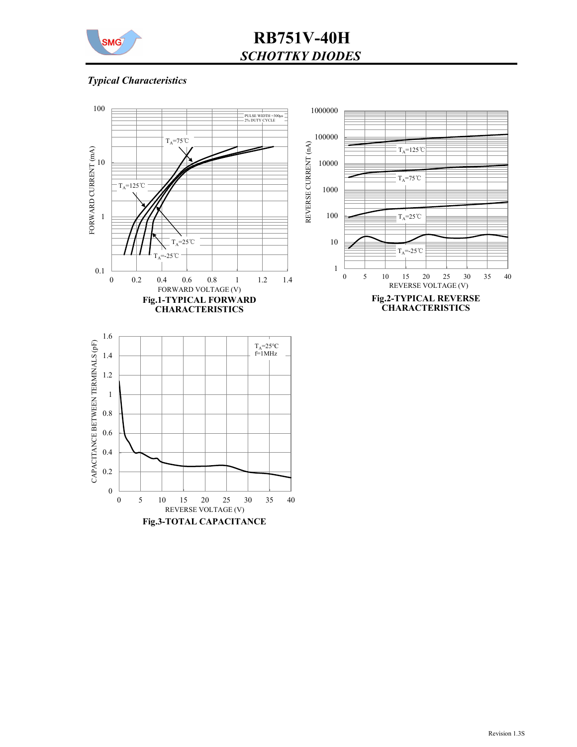# RB751V-40H

## *SCHOTTKY DIODES*

### *Typical Characteristics*

**Fig.1-TYPICAL FORWARD CHARACTERISTICS**

**Fig.2-TYPICAL REVERSE CHARACTERISTICS**

**Fig.3-TOTAL CAPACITANCE**

Revision 1.3S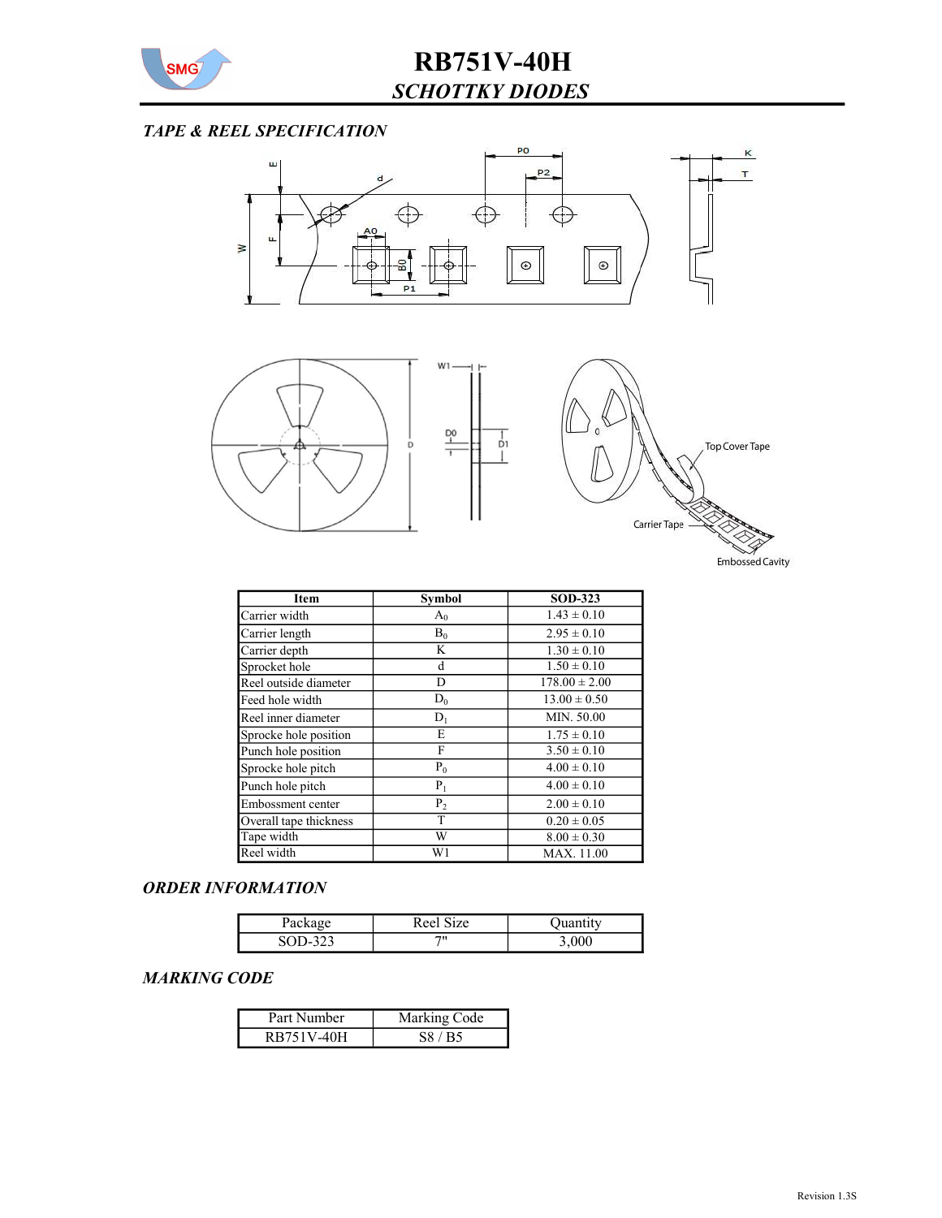## TAPE & REEL SPECIFICATION

| Item | Symbol | SOD-323 |
|---|---|---|
| Carrier width | $A_0$ | 1.43 ± 0.10 |
| Carrier length | $B_0$ | 2.95 ± 0.10 |
| Carrier depth | K | 1.30 ± 0.10 |
| Sprocket hole | d | 1.50 ± 0.10 |
| Reel outside diameter | D | 178.00 ± 2.00 |
| Feed hole width | $D_0$ | 13.00 ± 0.50 |
| Reel inner diameter | $D_1$ | MIN. 50.00 |
| Sprocke hole position | E | 1.75 ± 0.10 |
| Punch hole position | F | 3.50 ± 0.10 |
| Sprocke hole pitch | $P_0$ | 4.00 ± 0.10 |
| Punch hole pitch | $P_1$ | 4.00 ± 0.10 |
| Embossment center | $P_2$ | 2.00 ± 0.10 |
| Overall tape thickness | T | 0.20 ± 0.05 |
| Tape width | W | 8.00 ± 0.30 |
| Reel width | W1 | MAX. 11.00 |

## ORDER INFORMATION

| Package | Reel Size | Quantity |
|---|---|---|
| SOD-323 | 7" | 3,000 |

## MARKING CODE

| Part Number | Marking Code |
|---|---|
| RB751V-40H | S8 / B5 |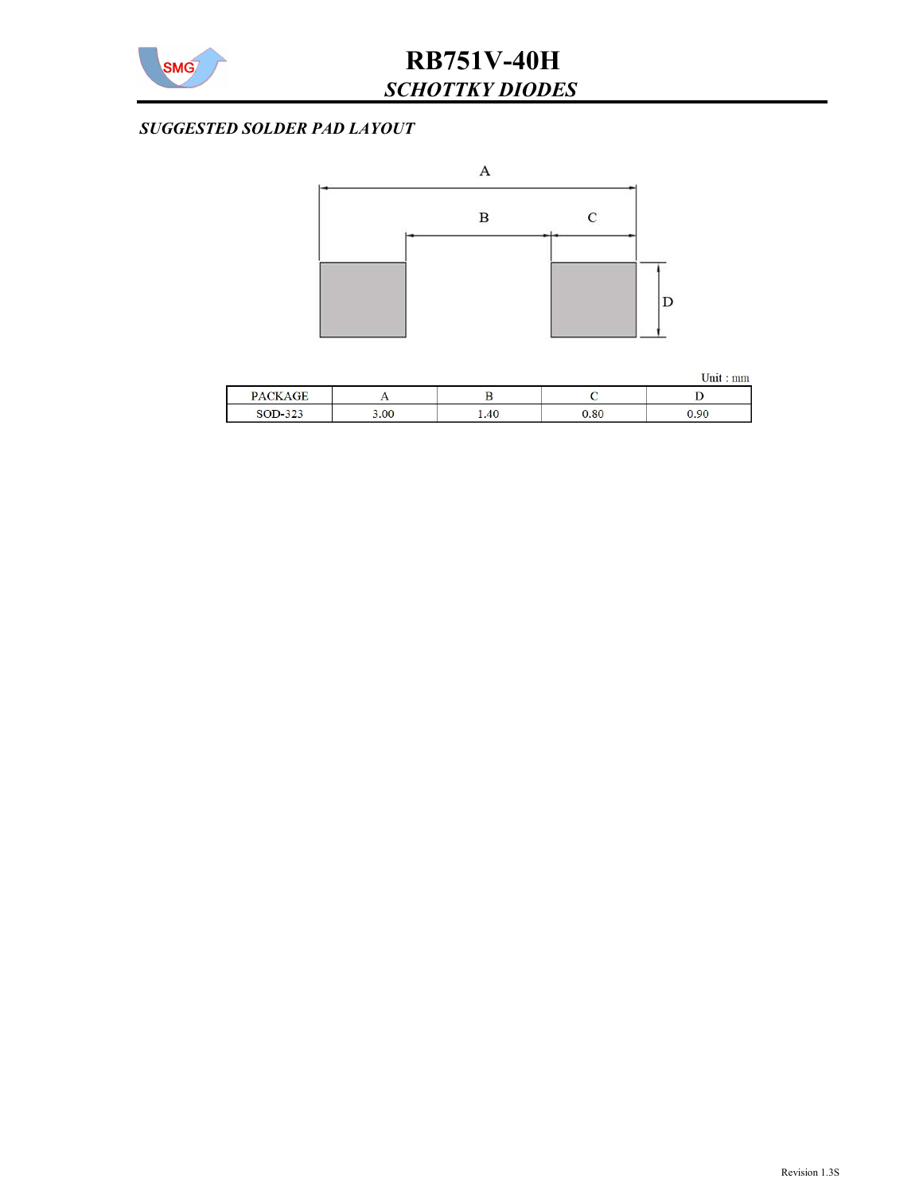## SUGGESTED SOLDER PAD LAYOUT

A

B

C

D

Unit : mm

| PACKAGE | A | B | C | D |
|---|---|---|---|---|
| SOD-323 | 3.00 | 1.40 | 0.80 | 0.90 |

Revision 1.3S